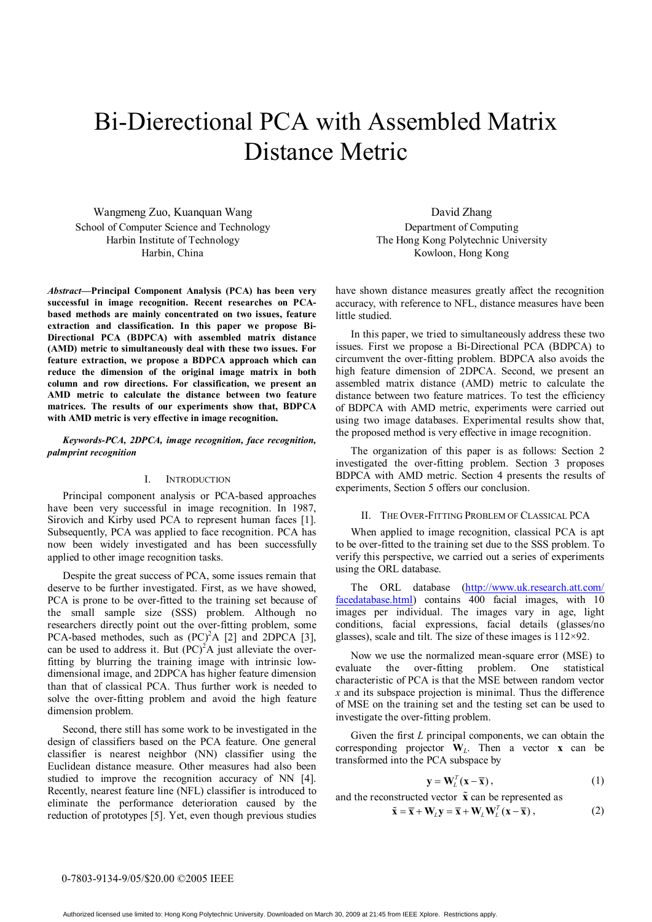# Bi-Dierectional PCA with Assembled Matrix Distance Metric

Wangmeng Zuo, Kuanquan Wang
School of Computer Science and Technology
Harbin Institute of Technology
Harbin, China

David Zhang
Department of Computing
The Hong Kong Polytechnic University
Kowloon, Hong Kong

***Abstract*—Principal Component Analysis (PCA) has been very successful in image recognition. Recent researches on PCA-based methods are mainly concentrated on two issues, feature extraction and classification. In this paper we propose Bi-Directional PCA (BDPCA) with assembled matrix distance (AMD) metric to simultaneously deal with these two issues. For feature extraction, we propose a BDPCA approach which can reduce the dimension of the original image matrix in both column and row directions. For classification, we present an AMD metric to calculate the distance between two feature matrices. The results of our experiments show that, BDPCA with AMD metric is very effective in image recognition.**

***Keywords-PCA, 2DPCA, image recognition, face recognition, palmprint recognition***

## I. Introduction

Principal component analysis or PCA-based approaches have been very successful in image recognition. In 1987, Sirovich and Kirby used PCA to represent human faces [1]. Subsequently, PCA was applied to face recognition. PCA has now been widely investigated and has been successfully applied to other image recognition tasks.

Despite the great success of PCA, some issues remain that deserve to be further investigated. First, as we have showed, PCA is prone to be over-fitted to the training set because of the small sample size (SSS) problem. Although no researchers directly point out the over-fitting problem, some PCA-based methodes, such as $(PC)^2A$ [2] and 2DPCA [3], can be used to address it. But $(PC)^2A$ just alleviate the over-fitting by blurring the training image with intrinsic low-dimensional image, and 2DPCA has higher feature dimension than that of classical PCA. Thus further work is needed to solve the over-fitting problem and avoid the high feature dimension problem.

Second, there still has some work to be investigated in the design of classifiers based on the PCA feature. One general classifier is nearest neighbor (NN) classifier using the Euclidean distance measure. Other measures had also been studied to improve the recognition accuracy of NN [4]. Recently, nearest feature line (NFL) classifier is introduced to eliminate the performance deterioration caused by the reduction of prototypes [5]. Yet, even though previous studies have shown distance measures greatly affect the recognition accuracy, with reference to NFL, distance measures have been little studied.

In this paper, we tried to simultaneously address these two issues. First we propose a Bi-Directional PCA (BDPCA) to circumvent the over-fitting problem. BDPCA also avoids the high feature dimension of 2DPCA. Second, we present an assembled matrix distance (AMD) metric to calculate the distance between two feature matrices. To test the efficiency of BDPCA with AMD metric, experiments were carried out using two image databases. Experimental results show that, the proposed method is very effective in image recognition.

The organization of this paper is as follows: Section 2 investigated the over-fitting problem. Section 3 proposes BDPCA with AMD metric. Section 4 presents the results of experiments, Section 5 offers our conclusion.

## II. The Over-Fitting Problem of Classical PCA

When applied to image recognition, classical PCA is apt to be over-fitted to the training set due to the SSS problem. To verify this perspective, we carried out a series of experiments using the ORL database.

The ORL database (http://www.uk.research.att.com/facedatabase.html) contains 400 facial images, with 10 images per individual. The images vary in age, light conditions, facial expressions, facial details (glasses/no glasses), scale and tilt. The size of these images is 112×92.

Now we use the normalized mean-square error (MSE) to evaluate the over-fitting problem. One statistical characteristic of PCA is that the MSE between random vector $x$ and its subspace projection is minimal. Thus the difference of MSE on the training set and the testing set can be used to investigate the over-fitting problem.

Given the first $L$ principal components, we can obtain the corresponding projector $\mathbf{W}_L$. Then a vector $\mathbf{x}$ can be transformed into the PCA subspace by

$$\mathbf{y} = \mathbf{W}_L^T(\mathbf{x} - \bar{\mathbf{x}}), \tag{1}$$

and the reconstructed vector $\tilde{\mathbf{x}}$ can be represented as

$$\tilde{\mathbf{x}} = \bar{\mathbf{x}} + \mathbf{W}_L\mathbf{y} = \bar{\mathbf{x}} + \mathbf{W}_L\mathbf{W}_L^T(\mathbf{x} - \bar{\mathbf{x}}), \tag{2}$$

0-7803-9134-9/05/$20.00 ©2005 IEEE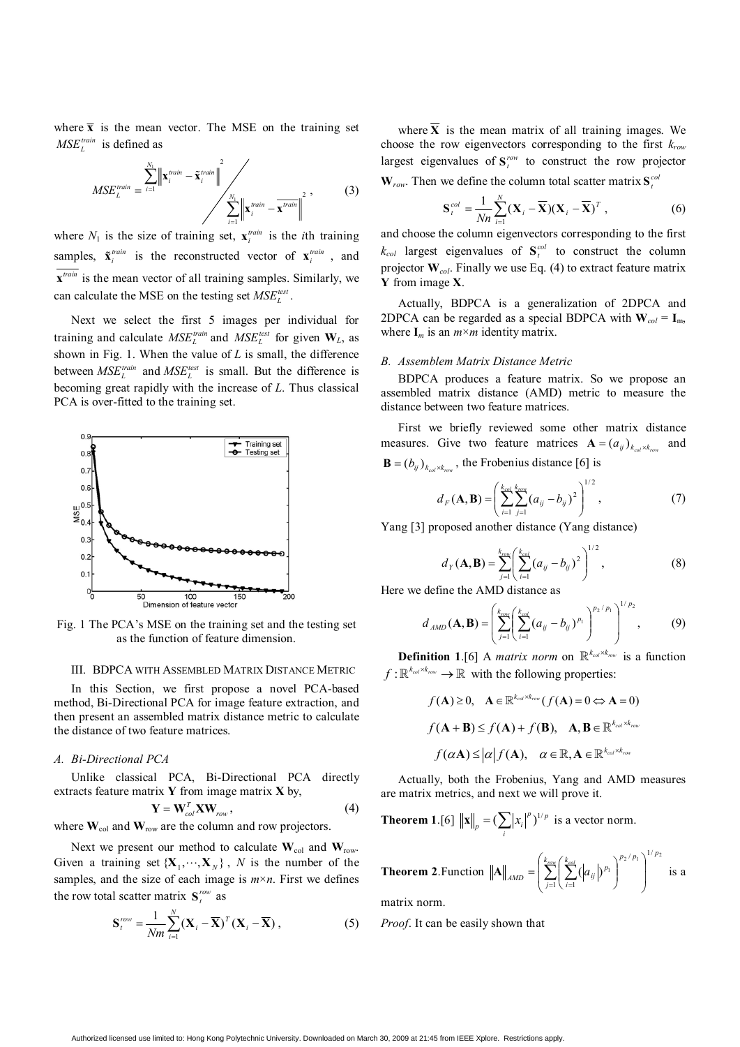where $\bar{\mathbf{x}}$ is the mean vector. The MSE on the training set $MSE_L^{train}$ is defined as

$$MSE_L^{train} = \sum_{i=1}^{N_1} \left\| \mathbf{x}_i^{train} - \tilde{\mathbf{x}}_i^{train} \right\|^2 \Bigg/ \sum_{i=1}^{N_1} \left\| \mathbf{x}_i^{train} - \overline{\mathbf{x}^{train}} \right\|^2, \tag{3}$$

where $N_1$ is the size of training set, $\mathbf{x}_i^{train}$ is the $i$th training samples, $\tilde{\mathbf{x}}_i^{train}$ is the reconstructed vector of $\mathbf{x}_i^{train}$, and $\overline{\mathbf{x}^{train}}$ is the mean vector of all training samples. Similarly, we can calculate the MSE on the testing set $MSE_L^{test}$.

Next we select the first 5 images per individual for training and calculate $MSE_L^{train}$ and $MSE_L^{test}$ for given $\mathbf{W}_L$, as shown in Fig. 1. When the value of $L$ is small, the difference between $MSE_L^{train}$ and $MSE_L^{test}$ is small. But the difference is becoming great rapidly with the increase of $L$. Thus classical PCA is over-fitted to the training set.

0.9
0.8
0.7
0.6
0.5
0.4
0.3
0.2
0.1
0
MSE
0 50 100 150 200
Dimension of feature vector
Training set
Testing set

Fig. 1 The PCA's MSE on the training set and the testing set as the function of feature dimension.

## III. BDPCA with Assembled Matrix Distance Metric

In this Section, we first propose a novel PCA-based method, Bi-Directional PCA for image feature extraction, and then present an assembled matrix distance metric to calculate the distance of two feature matrices.

### A. Bi-Directional PCA

Unlike classical PCA, Bi-Directional PCA directly extracts feature matrix $\mathbf{Y}$ from image matrix $\mathbf{X}$ by,

$$\mathbf{Y} = \mathbf{W}_{col}^T \mathbf{X} \mathbf{W}_{row}, \tag{4}$$

where $\mathbf{W}_{\mathrm{col}}$ and $\mathbf{W}_{\mathrm{row}}$ are the column and row projectors.

Next we present our method to calculate $\mathbf{W}_{\mathrm{col}}$ and $\mathbf{W}_{\mathrm{row}}$. Given a training set $\{\mathbf{X}_1, \cdots, \mathbf{X}_N\}$, $N$ is the number of the samples, and the size of each image is $m \times n$. First we defines the row total scatter matrix $\mathbf{S}_t^{row}$ as

$$\mathbf{S}_t^{row} = \frac{1}{Nm} \sum_{i=1}^{N} (\mathbf{X}_i - \overline{\mathbf{X}})^T (\mathbf{X}_i - \overline{\mathbf{X}}), \tag{5}$$

where $\overline{\mathbf{X}}$ is the mean matrix of all training images. We choose the row eigenvectors corresponding to the first $k_{row}$ largest eigenvalues of $\mathbf{S}_t^{row}$ to construct the row projector $\mathbf{W}_{row}$. Then we define the column total scatter matrix $\mathbf{S}_t^{col}$

$$\mathbf{S}_t^{col} = \frac{1}{Nn} \sum_{i=1}^{N} (\mathbf{X}_i - \overline{\mathbf{X}})(\mathbf{X}_i - \overline{\mathbf{X}})^T, \tag{6}$$

and choose the column eigenvectors corresponding to the first $k_{col}$ largest eigenvalues of $\mathbf{S}_t^{col}$ to construct the column projector $\mathbf{W}_{col}$. Finally we use Eq. (4) to extract feature matrix $\mathbf{Y}$ from image $\mathbf{X}$.

Actually, BDPCA is a generalization of 2DPCA and 2DPCA can be regarded as a special BDPCA with $\mathbf{W}_{col} = \mathbf{I}_m$, where $\mathbf{I}_m$ is an $m \times m$ identity matrix.

### B. Assemblem Matrix Distance Metric

BDPCA produces a feature matrix. So we propose an assembled matrix distance (AMD) metric to measure the distance between two feature matrices.

First we briefly reviewed some other matrix distance measures. Give two feature matrices $\mathbf{A} = (a_{ij})_{k_{col} \times k_{row}}$ and $\mathbf{B} = (b_{ij})_{k_{col} \times k_{row}}$, the Frobenius distance [6] is

$$d_F(\mathbf{A}, \mathbf{B}) = \left( \sum_{i=1}^{k_{col}} \sum_{j=1}^{k_{row}} (a_{ij} - b_{ij})^2 \right)^{1/2}, \tag{7}$$

Yang [3] proposed another distance (Yang distance)

$$d_Y(\mathbf{A}, \mathbf{B}) = \sum_{j=1}^{k_{row}} \left( \sum_{i=1}^{k_{col}} (a_{ij} - b_{ij})^2 \right)^{1/2}, \tag{8}$$

Here we define the AMD distance as

$$d_{AMD}(\mathbf{A}, \mathbf{B}) = \left( \sum_{j=1}^{k_{row}} \left( \sum_{i=1}^{k_{col}} (a_{ij} - b_{ij})^{p_1} \right)^{p_2/p_1} \right)^{1/p_2}, \tag{9}$$

**Definition 1**.[6] A *matrix norm* on $\mathbb{R}^{k_{col} \times k_{row}}$ is a function $f : \mathbb{R}^{k_{col} \times k_{row}} \to \mathbb{R}$ with the following properties:

$$f(\mathbf{A}) \geq 0, \quad \mathbf{A} \in \mathbb{R}^{k_{col} \times k_{row}} \ (f(\mathbf{A}) = 0 \Leftrightarrow \mathbf{A} = 0)$$

$$f(\mathbf{A} + \mathbf{B}) \leq f(\mathbf{A}) + f(\mathbf{B}), \quad \mathbf{A}, \mathbf{B} \in \mathbb{R}^{k_{col} \times k_{row}}$$

$$f(\alpha \mathbf{A}) \leq |\alpha| f(\mathbf{A}), \quad \alpha \in \mathbb{R}, \mathbf{A} \in \mathbb{R}^{k_{col} \times k_{row}}$$

Actually, both the Frobenius, Yang and AMD measures are matrix metrics, and next we will prove it.

**Theorem 1**.[6] $\|\mathbf{x}\|_p = (\sum_i |x_i|^p)^{1/p}$ is a vector norm.

**Theorem 2**.Function $\|\mathbf{A}\|_{AMD} = \left( \sum_{j=1}^{k_{row}} \left( \sum_{i=1}^{k_{col}} (|a_{ij}|)^{p_1} \right)^{p_2/p_1} \right)^{1/p_2}$ is a matrix norm.

*Proof*. It can be easily shown that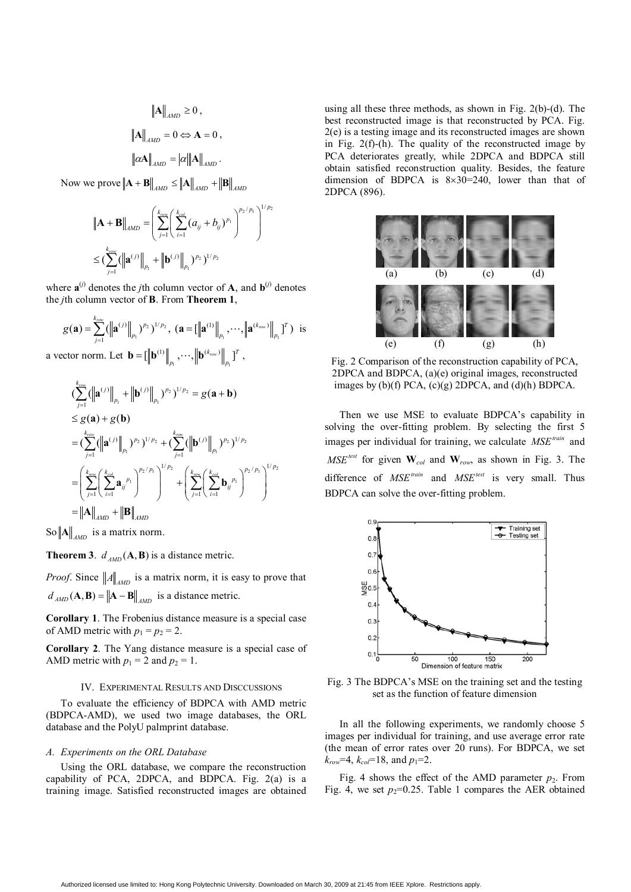$$\|\mathbf{A}\|_{AMD} \geq 0,$$

$$\|\mathbf{A}\|_{AMD} = 0 \Leftrightarrow \mathbf{A} = 0,$$

$$\|\alpha\mathbf{A}\|_{AMD} = |\alpha|\|\mathbf{A}\|_{AMD}.$$

Now we prove $\|\mathbf{A}+\mathbf{B}\|_{AMD} \leq \|\mathbf{A}\|_{AMD} + \|\mathbf{B}\|_{AMD}$

$$\|\mathbf{A}+\mathbf{B}\|_{AMD} = \left( \sum_{j=1}^{k_{row}} \left( \sum_{i=1}^{k_{col}} (a_{ij}+b_{ij})^{p_1} \right)^{p_2/p_1} \right)^{1/p_2}$$

$$\leq \left( \sum_{j=1}^{k_{row}} (\|\mathbf{a}^{(j)}\|_{p_1} + \|\mathbf{b}^{(j)}\|_{p_1})^{p_2} \right)^{1/p_2}$$

where $\mathbf{a}^{(j)}$ denotes the $j$th column vector of $\mathbf{A}$, and $\mathbf{b}^{(j)}$ denotes the $j$th column vector of $\mathbf{B}$. From **Theorem 1**,

$g(\mathbf{a}) = \sum_{j=1}^{k_{row}} (\|\mathbf{a}^{(j)}\|_{p_1})^{p_2})^{1/p_2}$, ($\mathbf{a} = [\|\mathbf{a}^{(1)}\|_{p_1}, \cdots, \|\mathbf{a}^{(k_{row})}\|_{p_1}]^T$) is a vector norm. Let $\mathbf{b} = [\|\mathbf{b}^{(1)}\|_{p_1}, \cdots, \|\mathbf{b}^{(k_{row})}\|_{p_1}]^T$,

$$\left(\sum_{j=1}^{k_{row}} (\|\mathbf{a}^{(j)}\|_{p_1} + \|\mathbf{b}^{(j)}\|_{p_1})^{p_2}\right)^{1/p_2} = g(\mathbf{a}+\mathbf{b})$$

$$\leq g(\mathbf{a}) + g(\mathbf{b})$$

$$= \left(\sum_{j=1}^{k_{row}} (\|\mathbf{a}^{(j)}\|_{p_1})^{p_2}\right)^{1/p_2} + \left(\sum_{j=1}^{k_{row}} (\|\mathbf{b}^{(j)}\|_{p_1})^{p_2}\right)^{1/p_2}$$

$$= \left( \sum_{j=1}^{k_{row}} \left( \sum_{i=1}^{k_{col}} \mathbf{a}_{ij}^{\ p_1} \right)^{p_2/p_1} \right)^{1/p_2} + \left( \sum_{j=1}^{k_{row}} \left( \sum_{i=1}^{k_{col}} \mathbf{b}_{ij}^{\ p_1} \right)^{p_2/p_1} \right)^{1/p_2}$$

$$= \|\mathbf{A}\|_{AMD} + \|\mathbf{B}\|_{AMD}$$

So $\|\mathbf{A}\|_{AMD}$ is a matrix norm.

**Theorem 3**. $d_{AMD}(\mathbf{A},\mathbf{B})$ is a distance metric.

*Proof*. Since $\|A\|_{AMD}$ is a matrix norm, it is easy to prove that $d_{AMD}(\mathbf{A},\mathbf{B}) = \|\mathbf{A}-\mathbf{B}\|_{AMD}$ is a distance metric.

**Corollary 1**. The Frobenius distance measure is a special case of AMD metric with $p_1 = p_2 = 2$.

**Corollary 2**. The Yang distance measure is a special case of AMD metric with $p_1 = 2$ and $p_2 = 1$.

## IV. Experimental Results and Disccussions

To evaluate the efficiency of BDPCA with AMD metric (BDPCA-AMD), we used two image databases, the ORL database and the PolyU palmprint database.

### A. Experiments on the ORL Database

Using the ORL database, we compare the reconstruction capability of PCA, 2DPCA, and BDPCA. Fig. 2(a) is a training image. Satisfied reconstructed images are obtained using all these three methods, as shown in Fig. 2(b)-(d). The best reconstructed image is that reconstructed by PCA. Fig. 2(e) is a testing image and its reconstructed images are shown in Fig. 2(f)-(h). The quality of the reconstructed image by PCA deteriorates greatly, while 2DPCA and BDPCA still obtain satisfied reconstruction quality. Besides, the feature dimension of BDPCA is 8×30=240, lower than that of 2DPCA (896).

(a) (b) (c) (d)

(e) (f) (g) (h)

Fig. 2 Comparison of the reconstruction capability of PCA, 2DPCA and BDPCA, (a)(e) original images, reconstructed images by (b)(f) PCA, (c)(g) 2DPCA, and (d)(h) BDPCA.

Then we use MSE to evaluate BDPCA's capability in solving the over-fitting problem. By selecting the first 5 images per individual for training, we calculate $MSE^{train}$ and $MSE^{test}$ for given $\mathbf{W}_{col}$ and $\mathbf{W}_{row}$, as shown in Fig. 3. The difference of $MSE^{train}$ and $MSE^{test}$ is very small. Thus BDPCA can solve the over-fitting problem.

MSE

0.9
0.8
0.7
0.6
0.5
0.4
0.3
0.2
0.1

0 50 100 150 200

Dimension of feature matrix

Training set
Testing set

Fig. 3 The BDPCA's MSE on the training set and the testing set as the function of feature dimension

In all the following experiments, we randomly choose 5 images per individual for training, and use average error rate (the mean of error rates over 20 runs). For BDPCA, we set $k_{row}$=4, $k_{col}$=18, and $p_1$=2.

Fig. 4 shows the effect of the AMD parameter $p_2$. From Fig. 4, we set $p_2$=0.25. Table 1 compares the AER obtained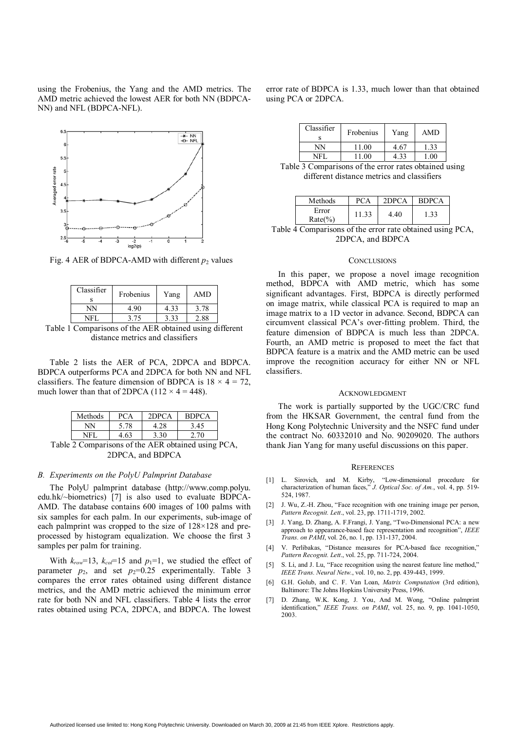using the Frobenius, the Yang and the AMD metrics. The AMD metric achieved the lowest AER for both NN (BDPCA-NN) and NFL (BDPCA-NFL).

NN
NFL
Averaged error rate
log2(p)
6.5
6
5.5
5
4.5
4
3.5
3
2.5
-6 -5 -4 -3 -2 -1 0 1 2

Fig. 4 AER of BDPCA-AMD with different $p_2$ values

| Classifiers | Frobenius | Yang | AMD |
|---|---|---|---|
| NN | 4.90 | 4.33 | 3.78 |
| NFL | 3.75 | 3.33 | 2.88 |

Table 1 Comparisons of the AER obtained using different distance metrics and classifiers

Table 2 lists the AER of PCA, 2DPCA and BDPCA. BDPCA outperforms PCA and 2DPCA for both NN and NFL classifiers. The feature dimension of BDPCA is $18 \times 4 = 72$, much lower than that of 2DPCA ($112 \times 4 = 448$).

| Methods | PCA | 2DPCA | BDPCA |
|---|---|---|---|
| NN | 5.78 | 4.28 | 3.45 |
| NFL | 4.63 | 3.30 | 2.70 |

Table 2 Comparisons of the AER obtained using PCA, 2DPCA, and BDPCA

### B. Experiments on the PolyU Palmprint Database

The PolyU palmprint database (http://www.comp.polyu.edu.hk/~biometrics) [7] is also used to evaluate BDPCA-AMD. The database contains 600 images of 100 palms with six samples for each palm. In our experiments, sub-image of each palmprint was cropped to the size of 128×128 and pre-processed by histogram equalization. We choose the first 3 samples per palm for training.

With $k_{row}$=13, $k_{col}$=15 and $p_1$=1, we studied the effect of parameter $p_2$, and set $p_2$=0.25 experimentally. Table 3 compares the error rates obtained using different distance metrics, and the AMD metric achieved the minimum error rate for both NN and NFL classifiers. Table 4 lists the error rates obtained using PCA, 2DPCA, and BDPCA. The lowest error rate of BDPCA is 1.33, much lower than that obtained using PCA or 2DPCA.

| Classifiers | Frobenius | Yang | AMD |
|---|---|---|---|
| NN | 11.00 | 4.67 | 1.33 |
| NFL | 11.00 | 4.33 | 1.00 |

Table 3 Comparisons of the error rates obtained using different distance metrics and classifiers

| Methods | PCA | 2DPCA | BDPCA |
|---|---|---|---|
| Error Rate(%) | 11.33 | 4.40 | 1.33 |

Table 4 Comparisons of the error rate obtained using PCA, 2DPCA, and BDPCA

## CONCLUSIONS

In this paper, we propose a novel image recognition method, BDPCA with AMD metric, which has some significant advantages. First, BDPCA is directly performed on image matrix, while classical PCA is required to map an image matrix to a 1D vector in advance. Second, BDPCA can circumvent classical PCA's over-fitting problem. Third, the feature dimension of BDPCA is much less than 2DPCA. Fourth, an AMD metric is proposed to meet the fact that BDPCA feature is a matrix and the AMD metric can be used improve the recognition accuracy for either NN or NFL classifiers.

## ACKNOWLEDGMENT

The work is partially supported by the UGC/CRC fund from the HKSAR Government, the central fund from the Hong Kong Polytechnic University and the NSFC fund under the contract No. 60332010 and No. 90209020. The authors thank Jian Yang for many useful discussions on this paper.

## REFERENCES

[1] L. Sirovich, and M. Kirby, "Low-dimensional procedure for characterization of human faces," *J. Optical Soc. of Am.*, vol. 4, pp. 519-524, 1987.

[2] J. Wu, Z.-H. Zhou, "Face recognition with one training image per person, *Pattern Recognit. Lett*., vol. 23, pp. 1711-1719, 2002.

[3] J. Yang, D. Zhang, A. F.Frangi, J. Yang, "Two-Dimensional PCA: a new approach to appearance-based face representation and recognition", *IEEE Trans. on PAMI*, vol. 26, no. 1, pp. 131-137, 2004.

[4] V. Perlibakas, "Distance measures for PCA-based face recognition," *Pattern Recognit. Lett*., vol. 25, pp. 711-724, 2004.

[5] S. Li, and J. Lu, "Face recognition using the nearest feature line method," *IEEE Trans. Neural Netw.*, vol. 10, no. 2, pp. 439-443, 1999.

[6] G.H. Golub, and C. F. Van Loan, *Matrix Computation* (3rd edition), Baltimore: The Johns Hopkins University Press, 1996.

[7] D. Zhang, W.K. Kong, J. You, And M. Wong, "Online palmprint identification," *IEEE Trans. on PAMI*, vol. 25, no. 9, pp. 1041-1050, 2003.